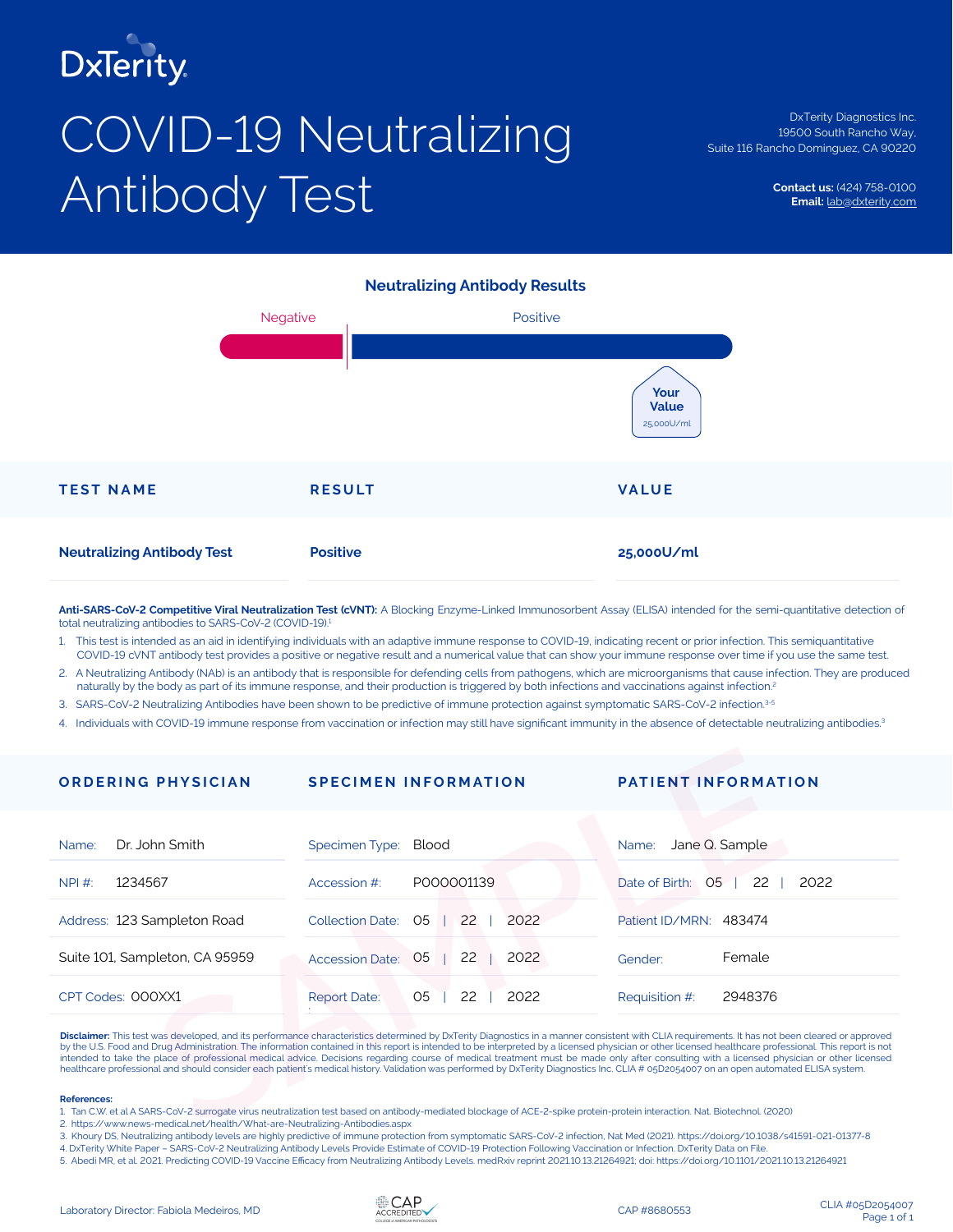DxTerity

# COVID-19 Neutralizing Antibody Test

DxTerity Diagnostics Inc.
19500 South Rancho Way,
Suite 116 Rancho Dominguez, CA 90220

**Contact us:** (424) 758-0100
**Email:** lab@dxterity.com

## Neutralizing Antibody Results

Negative | Positive

**Your Value** 25,000U/ml

| TEST NAME | RESULT | VALUE |
|---|---|---|
| **Neutralizing Antibody Test** | **Positive** | **25,000U/ml** |

**Anti-SARS-CoV-2 Competitive Viral Neutralization Test (cVNT):** A Blocking Enzyme-Linked Immunosorbent Assay (ELISA) intended for the semi-quantitative detection of total neutralizing antibodies to SARS-CoV-2 (COVID-19).[1]

1. This test is intended as an aid in identifying individuals with an adaptive immune response to COVID-19, indicating recent or prior infection. This semiquantitative COVID-19 cVNT antibody test provides a positive or negative result and a numerical value that can show your immune response over time if you use the same test.
2. A Neutralizing Antibody (NAb) is an antibody that is responsible for defending cells from pathogens, which are microorganisms that cause infection. They are produced naturally by the body as part of its immune response, and their production is triggered by both infections and vaccinations against infection.[2]
3. SARS-CoV-2 Neutralizing Antibodies have been shown to be predictive of immune protection against symptomatic SARS-CoV-2 infection.[3-5]
4. Individuals with COVID-19 immune response from vaccination or infection may still have significant immunity in the absence of detectable neutralizing antibodies.[3]

| ORDERING PHYSICIAN | SPECIMEN INFORMATION | PATIENT INFORMATION |
|---|---|---|
| Name: Dr. John Smith | Specimen Type: Blood | Name: Jane Q. Sample |
| NPI #: 1234567 | Accession #: P000001139 | Date of Birth: 05 \| 22 \| 2022 |
| Address: 123 Sampleton Road | Collection Date: 05 \| 22 \| 2022 | Patient ID/MRN: 483474 |
| Suite 101, Sampleton, CA 95959 | Accession Date: 05 \| 22 \| 2022 | Gender: Female |
| CPT Codes: 000XX1 | Report Date: 05 \| 22 \| 2022 | Requisition #: 2948376 |

SAMPLE

**Disclaimer:** This test was developed, and its performance characteristics determined by DxTerity Diagnostics in a manner consistent with CLIA requirements. It has not been cleared or approved by the U.S. Food and Drug Administration. The information contained in this report is intended to be interpreted by a licensed physician or other licensed healthcare professional. This report is not intended to take the place of professional medical advice. Decisions regarding course of medical treatment must be made only after consulting with a licensed physician or other licensed healthcare professional and should consider each patient's medical history. Validation was performed by DxTerity Diagnostics Inc. CLIA # 05D2054007 on an open automated ELISA system.

**References:**

1. Tan C.W. et al A SARS-CoV-2 surrogate virus neutralization test based on antibody-mediated blockage of ACE-2-spike protein-protein interaction. Nat. Biotechnol. (2020)
2. https://www.news-medical.net/health/What-are-Neutralizing-Antibodies.aspx
3. Khoury DS. Neutralizing antibody levels are highly predictive of immune protection from symptomatic SARS-CoV-2 infection, Nat Med (2021). https://doi.org/10.1038/s41591-021-01377-8
4. DxTerity White Paper – SARS-CoV-2 Neutralizing Antibody Levels Provide Estimate of COVID-19 Protection Following Vaccination or Infection. DxTerity Data on File.
5. Abedi MR, et al. 2021. Predicting COVID-19 Vaccine Efficacy from Neutralizing Antibody Levels. medRxiv reprint 2021.10.13.21264921; doi: https://doi.org/10.1101/2021.10.13.21264921

Laboratory Director: Fabiola Medeiros, MD

CAP ACCREDITED

CAP #8680553

CLIA #05D2054007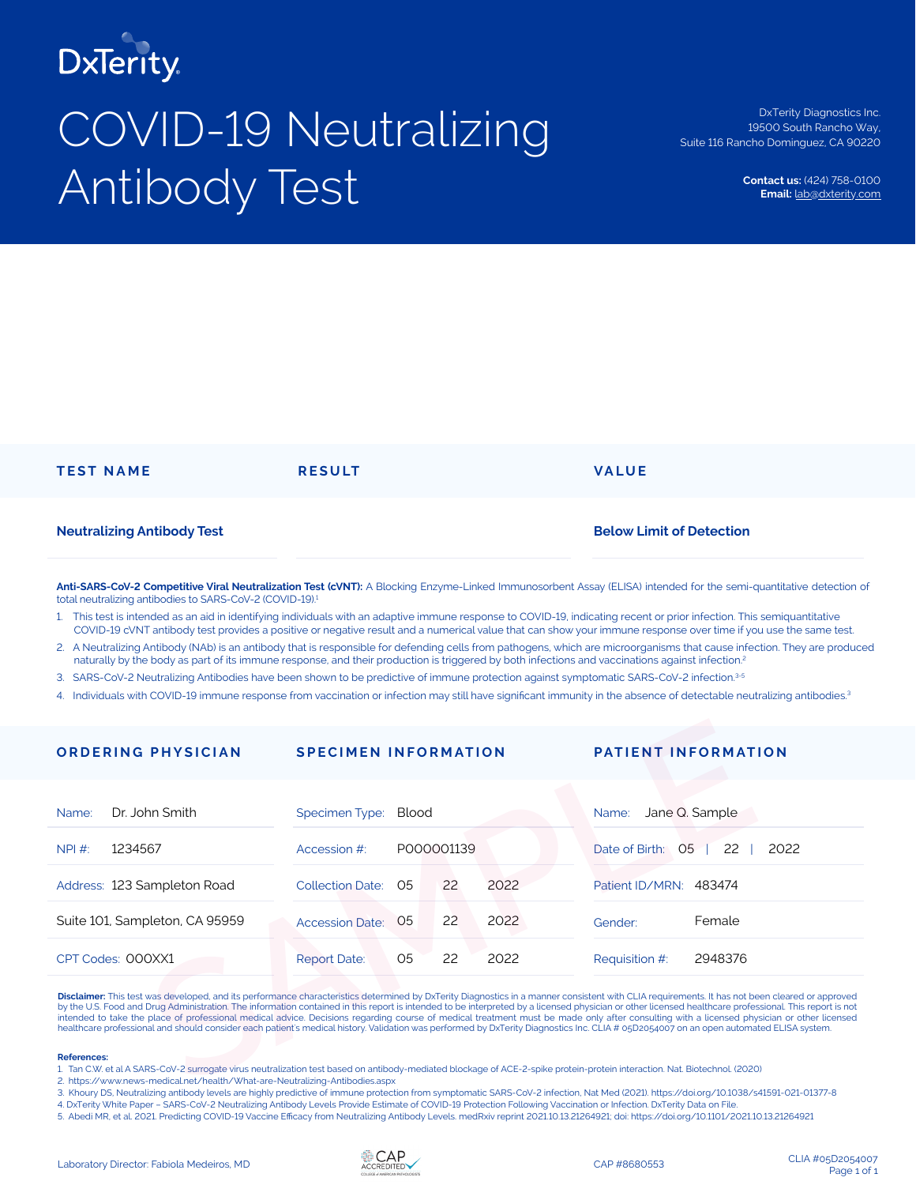DxTerity

# COVID-19 Neutralizing Antibody Test

DxTerity Diagnostics Inc.
19500 South Rancho Way,
Suite 116 Rancho Dominguez, CA 90220

**Contact us:** (424) 758-0100
**Email:** lab@dxterity.com

| TEST NAME | RESULT | VALUE |
|---|---|---|
| **Neutralizing Antibody Test** | | **Below Limit of Detection** |

**Anti-SARS-CoV-2 Competitive Viral Neutralization Test (cVNT):** A Blocking Enzyme-Linked Immunosorbent Assay (ELISA) intended for the semi-quantitative detection of total neutralizing antibodies to SARS-CoV-2 (COVID-19).[1]

1. This test is intended as an aid in identifying individuals with an adaptive immune response to COVID-19, indicating recent or prior infection. This semiquantitative COVID-19 cVNT antibody test provides a positive or negative result and a numerical value that can show your immune response over time if you use the same test.
2. A Neutralizing Antibody (NAb) is an antibody that is responsible for defending cells from pathogens, which are microorganisms that cause infection. They are produced naturally by the body as part of its immune response, and their production is triggered by both infections and vaccinations against infection.[2]
3. SARS-CoV-2 Neutralizing Antibodies have been shown to be predictive of immune protection against symptomatic SARS-CoV-2 infection.[3-5]
4. Individuals with COVID-19 immune response from vaccination or infection may still have significant immunity in the absence of detectable neutralizing antibodies.[3]

| ORDERING PHYSICIAN | SPECIMEN INFORMATION | PATIENT INFORMATION |
|---|---|---|
| Name: Dr. John Smith | Specimen Type: Blood | Name: Jane Q. Sample |
| NPI #: 1234567 | Accession #: P000001139 | Date of Birth: 05 \| 22 \| 2022 |
| Address: 123 Sampleton Road | Collection Date: 05 22 2022 | Patient ID/MRN: 483474 |
| Suite 101, Sampleton, CA 95959 | Accession Date: 05 22 2022 | Gender: Female |
| CPT Codes: 000XX1 | Report Date: 05 22 2022 | Requisition #: 2948376 |

SAMPLE

**Disclaimer:** This test was developed, and its performance characteristics determined by DxTerity Diagnostics in a manner consistent with CLIA requirements. It has not been cleared or approved by the U.S. Food and Drug Administration. The information contained in this report is intended to be interpreted by a licensed physician or other licensed healthcare professional. This report is not intended to take the place of professional medical advice. Decisions regarding course of medical treatment must be made only after consulting with a licensed physician or other licensed healthcare professional and should consider each patient's medical history. Validation was performed by DxTerity Diagnostics Inc. CLIA # 05D2054007 on an open automated ELISA system.

**References:**

1. Tan C.W. et al A SARS-CoV-2 surrogate virus neutralization test based on antibody-mediated blockage of ACE-2-spike protein-protein interaction. Nat. Biotechnol. (2020)
2. https://www.news-medical.net/health/What-are-Neutralizing-Antibodies.aspx
3. Khoury DS. Neutralizing antibody levels are highly predictive of immune protection from symptomatic SARS-CoV-2 infection, Nat Med (2021). https://doi.org/10.1038/s41591-021-01377-8
4. DxTerity White Paper – SARS-CoV-2 Neutralizing Antibody Levels Provide Estimate of COVID-19 Protection Following Vaccination or Infection. DxTerity Data on File.
5. Abedi MR, et al. 2021. Predicting COVID-19 Vaccine Efficacy from Neutralizing Antibody Levels. medRxiv reprint 2021.10.13.21264921; doi: https://doi.org/10.1101/2021.10.13.21264921

Laboratory Director: Fabiola Medeiros, MD

CAP ACCREDITED — COLLEGE of AMERICAN PATHOLOGISTS

CAP #8680553

CLIA #05D2054007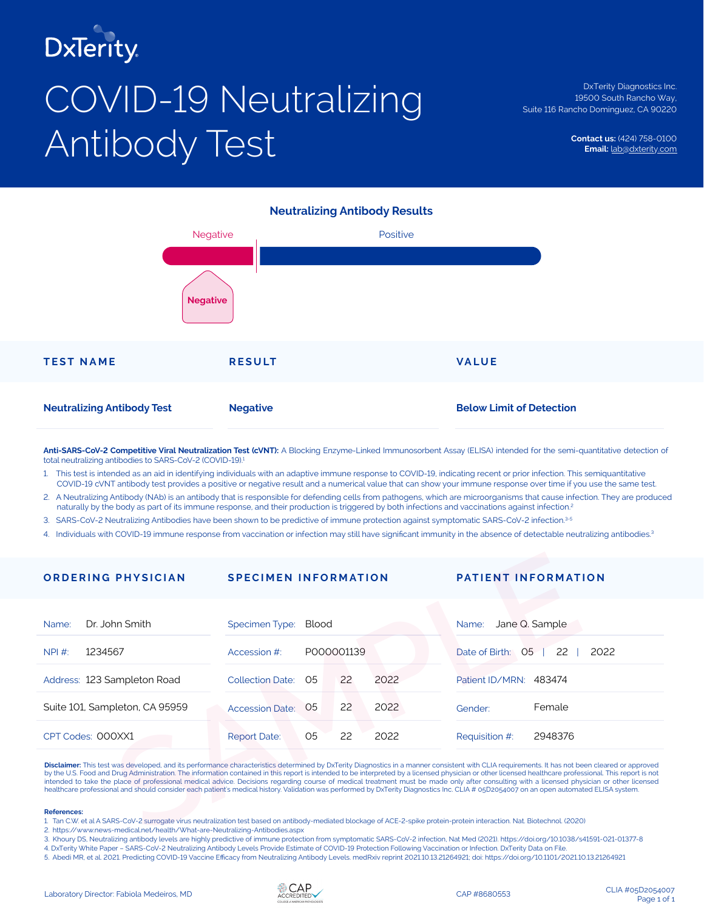DxTerity

# COVID-19 Neutralizing Antibody Test

DxTerity Diagnostics Inc.
19500 South Rancho Way,
Suite 116 Rancho Dominguez, CA 90220

**Contact us:** (424) 758-0100
**Email:** lab@dxterity.com

## Neutralizing Antibody Results

Negative
Positive
Negative

| TEST NAME | RESULT | VALUE |
| --- | --- | --- |
| **Neutralizing Antibody Test** | **Negative** | **Below Limit of Detection** |

**Anti-SARS-CoV-2 Competitive Viral Neutralization Test (cVNT):** A Blocking Enzyme-Linked Immunosorbent Assay (ELISA) intended for the semi-quantitative detection of total neutralizing antibodies to SARS-CoV-2 (COVID-19).[1]

1. This test is intended as an aid in identifying individuals with an adaptive immune response to COVID-19, indicating recent or prior infection. This semiquantitative COVID-19 cVNT antibody test provides a positive or negative result and a numerical value that can show your immune response over time if you use the same test.
2. A Neutralizing Antibody (NAb) is an antibody that is responsible for defending cells from pathogens, which are microorganisms that cause infection. They are produced naturally by the body as part of its immune response, and their production is triggered by both infections and vaccinations against infection.[2]
3. SARS-CoV-2 Neutralizing Antibodies have been shown to be predictive of immune protection against symptomatic SARS-CoV-2 infection.[3-5]
4. Individuals with COVID-19 immune response from vaccination or infection may still have significant immunity in the absence of detectable neutralizing antibodies.[3]

| ORDERING PHYSICIAN | SPECIMEN INFORMATION | PATIENT INFORMATION |
| --- | --- | --- |
| Name: Dr. John Smith | Specimen Type: Blood | Name: Jane Q. Sample |
| NPI #: 1234567 | Accession #: P000001139 | Date of Birth: 05 \| 22 \| 2022 |
| Address: 123 Sampleton Road | Collection Date: 05 22 2022 | Patient ID/MRN: 483474 |
| Suite 101, Sampleton, CA 95959 | Accession Date: 05 22 2022 | Gender: Female |
| CPT Codes: 000XX1 | Report Date: 05 22 2022 | Requisition #: 2948376 |

SAMPLE

**Disclaimer:** This test was developed, and its performance characteristics determined by DxTerity Diagnostics in a manner consistent with CLIA requirements. It has not been cleared or approved by the U.S. Food and Drug Administration. The information contained in this report is intended to be interpreted by a licensed physician or other licensed healthcare professional. This report is not intended to take the place of professional medical advice. Decisions regarding course of medical treatment must be made only after consulting with a licensed physician or other licensed healthcare professional and should consider each patient's medical history. Validation was performed by DxTerity Diagnostics Inc. CLIA # 05D2054007 on an open automated ELISA system.

**References:**

1. Tan C.W. et al A SARS-CoV-2 surrogate virus neutralization test based on antibody-mediated blockage of ACE-2-spike protein-protein interaction. Nat. Biotechnol. (2020)
2. https://www.news-medical.net/health/What-are-Neutralizing-Antibodies.aspx
3. Khoury DS. Neutralizing antibody levels are highly predictive of immune protection from symptomatic SARS-CoV-2 infection, Nat Med (2021). https://doi.org/10.1038/s41591-021-01377-8
4. DxTerity White Paper – SARS-CoV-2 Neutralizing Antibody Levels Provide Estimate of COVID-19 Protection Following Vaccination or Infection. DxTerity Data on File.
5. Abedi MR, et al. 2021. Predicting COVID-19 Vaccine Efficacy from Neutralizing Antibody Levels. medRxiv reprint 2021.10.13.21264921; doi: https://doi.org/10.1101/2021.10.13.21264921

Laboratory Director: Fabiola Medeiros, MD

CAP ACCREDITED

CAP #8680553

CLIA #05D2054007